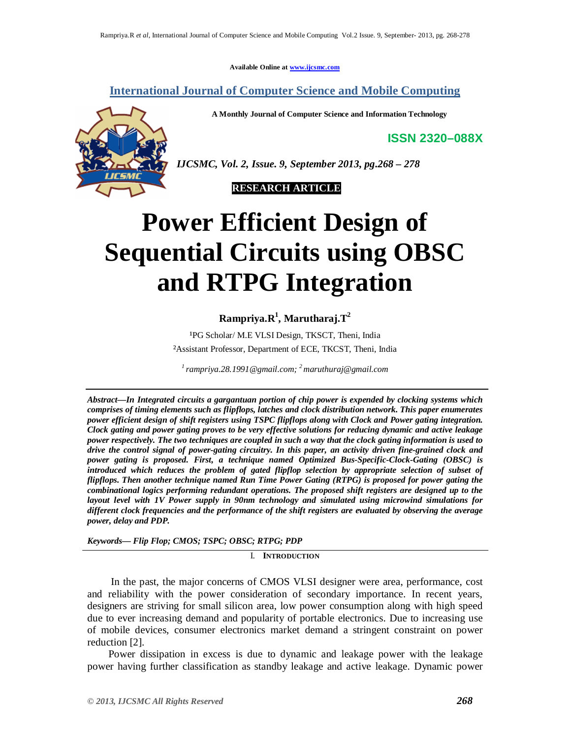Available Online at www.ijcsmc.com

## International Journal of Computer Science and Mobile Computing

**A Monthly Journal of Computer Science and Information Technology**

**ISSN 2320–088X**

*IJCSMC, Vol. 2, Issue. 9, September 2013, pg.268 – 278*

**RESEARCH ARTICLE**

# Power Efficient Design of Sequential Circuits using OBSC and RTPG Integration

**Rampriya.R[1], Marutharaj.T[2]**

[1]PG Scholar/ M.E VLSI Design, TKSCT, Theni, India
[2]Assistant Professor, Department of ECE, TKCST, Theni, India

*[1] rampriya.28.1991@gmail.com; [2] maruthuraj@gmail.com*

***Abstract—In Integrated circuits a gargantuan portion of chip power is expended by clocking systems which comprises of timing elements such as flipflops, latches and clock distribution network. This paper enumerates power efficient design of shift registers using TSPC flipflops along with Clock and Power gating integration. Clock gating and power gating proves to be very effective solutions for reducing dynamic and active leakage power respectively. The two techniques are coupled in such a way that the clock gating information is used to drive the control signal of power-gating circuitry. In this paper, an activity driven fine-grained clock and power gating is proposed. First, a technique named Optimized Bus-Specific-Clock-Gating (OBSC) is introduced which reduces the problem of gated flipflop selection by appropriate selection of subset of flipflops. Then another technique named Run Time Power Gating (RTPG) is proposed for power gating the combinational logics performing redundant operations. The proposed shift registers are designed up to the layout level with 1V Power supply in 90nm technology and simulated using microwind simulations for different clock frequencies and the performance of the shift registers are evaluated by observing the average power, delay and PDP.***

***Keywords— Flip Flop; CMOS; TSPC; OBSC; RTPG; PDP***

## I. Introduction

In the past, the major concerns of CMOS VLSI designer were area, performance, cost and reliability with the power consideration of secondary importance. In recent years, designers are striving for small silicon area, low power consumption along with high speed due to ever increasing demand and popularity of portable electronics. Due to increasing use of mobile devices, consumer electronics market demand a stringent constraint on power reduction [2].

Power dissipation in excess is due to dynamic and leakage power with the leakage power having further classification as standby leakage and active leakage. Dynamic power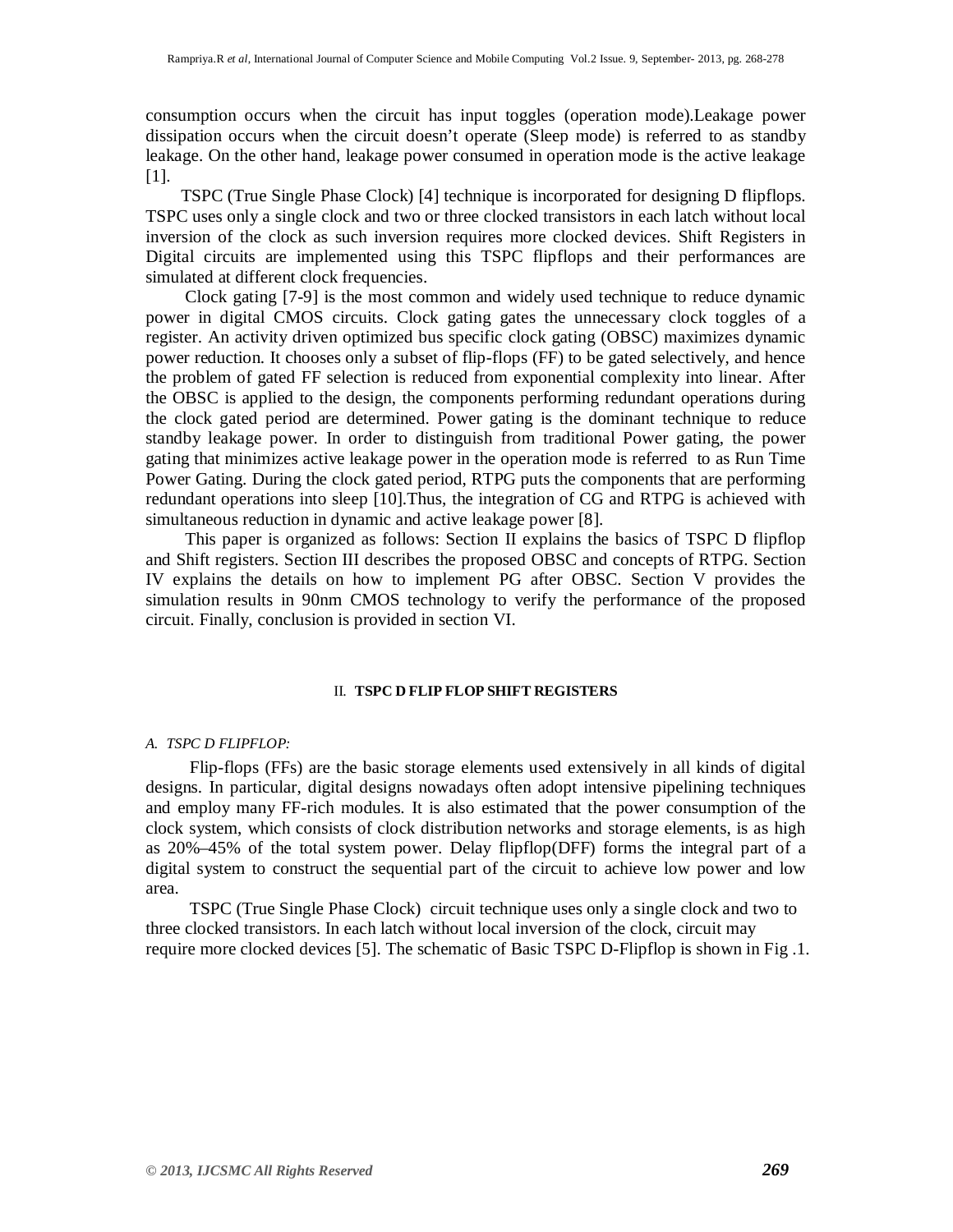consumption occurs when the circuit has input toggles (operation mode).Leakage power dissipation occurs when the circuit doesn't operate (Sleep mode) is referred to as standby leakage. On the other hand, leakage power consumed in operation mode is the active leakage [1].

TSPC (True Single Phase Clock) [4] technique is incorporated for designing D flipflops. TSPC uses only a single clock and two or three clocked transistors in each latch without local inversion of the clock as such inversion requires more clocked devices. Shift Registers in Digital circuits are implemented using this TSPC flipflops and their performances are simulated at different clock frequencies.

Clock gating [7-9] is the most common and widely used technique to reduce dynamic power in digital CMOS circuits. Clock gating gates the unnecessary clock toggles of a register. An activity driven optimized bus specific clock gating (OBSC) maximizes dynamic power reduction. It chooses only a subset of flip-flops (FF) to be gated selectively, and hence the problem of gated FF selection is reduced from exponential complexity into linear. After the OBSC is applied to the design, the components performing redundant operations during the clock gated period are determined. Power gating is the dominant technique to reduce standby leakage power. In order to distinguish from traditional Power gating, the power gating that minimizes active leakage power in the operation mode is referred to as Run Time Power Gating. During the clock gated period, RTPG puts the components that are performing redundant operations into sleep [10].Thus, the integration of CG and RTPG is achieved with simultaneous reduction in dynamic and active leakage power [8].

This paper is organized as follows: Section II explains the basics of TSPC D flipflop and Shift registers. Section III describes the proposed OBSC and concepts of RTPG. Section IV explains the details on how to implement PG after OBSC. Section V provides the simulation results in 90nm CMOS technology to verify the performance of the proposed circuit. Finally, conclusion is provided in section VI.

## II. TSPC D FLIP FLOP SHIFT REGISTERS

### *A. TSPC D FLIPFLOP:*

Flip-flops (FFs) are the basic storage elements used extensively in all kinds of digital designs. In particular, digital designs nowadays often adopt intensive pipelining techniques and employ many FF-rich modules. It is also estimated that the power consumption of the clock system, which consists of clock distribution networks and storage elements, is as high as 20%–45% of the total system power. Delay flipflop(DFF) forms the integral part of a digital system to construct the sequential part of the circuit to achieve low power and low area.

TSPC (True Single Phase Clock) circuit technique uses only a single clock and two to three clocked transistors. In each latch without local inversion of the clock, circuit may require more clocked devices [5]. The schematic of Basic TSPC D-Flipflop is shown in Fig .1.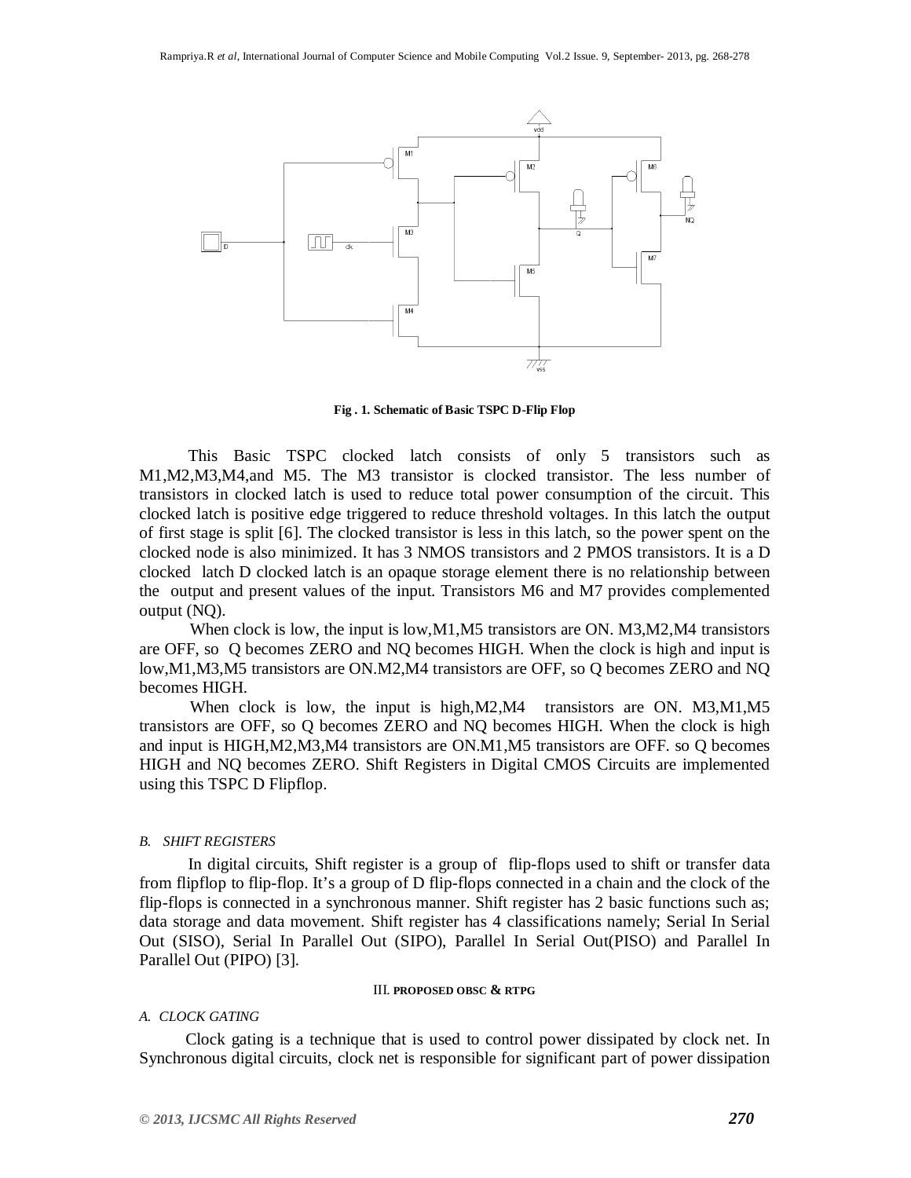Fig . 1. Schematic of Basic TSPC D-Flip Flop

This Basic TSPC clocked latch consists of only 5 transistors such as M1,M2,M3,M4,and M5. The M3 transistor is clocked transistor. The less number of transistors in clocked latch is used to reduce total power consumption of the circuit. This clocked latch is positive edge triggered to reduce threshold voltages. In this latch the output of first stage is split [6]. The clocked transistor is less in this latch, so the power spent on the clocked node is also minimized. It has 3 NMOS transistors and 2 PMOS transistors. It is a D clocked latch D clocked latch is an opaque storage element there is no relationship between the output and present values of the input. Transistors M6 and M7 provides complemented output (NQ).

When clock is low, the input is low,M1,M5 transistors are ON. M3,M2,M4 transistors are OFF, so Q becomes ZERO and NQ becomes HIGH. When the clock is high and input is low,M1,M3,M5 transistors are ON.M2,M4 transistors are OFF, so Q becomes ZERO and NQ becomes HIGH.

When clock is low, the input is high,M2,M4 transistors are ON. M3,M1,M5 transistors are OFF, so Q becomes ZERO and NQ becomes HIGH. When the clock is high and input is HIGH,M2,M3,M4 transistors are ON.M1,M5 transistors are OFF. so Q becomes HIGH and NQ becomes ZERO. Shift Registers in Digital CMOS Circuits are implemented using this TSPC D Flipflop.

### *B. SHIFT REGISTERS*

In digital circuits, Shift register is a group of flip-flops used to shift or transfer data from flipflop to flip-flop. It's a group of D flip-flops connected in a chain and the clock of the flip-flops is connected in a synchronous manner. Shift register has 2 basic functions such as; data storage and data movement. Shift register has 4 classifications namely; Serial In Serial Out (SISO), Serial In Parallel Out (SIPO), Parallel In Serial Out(PISO) and Parallel In Parallel Out (PIPO) [3].

## III. PROPOSED OBSC & RTPG

### *A. CLOCK GATING*

Clock gating is a technique that is used to control power dissipated by clock net. In Synchronous digital circuits, clock net is responsible for significant part of power dissipation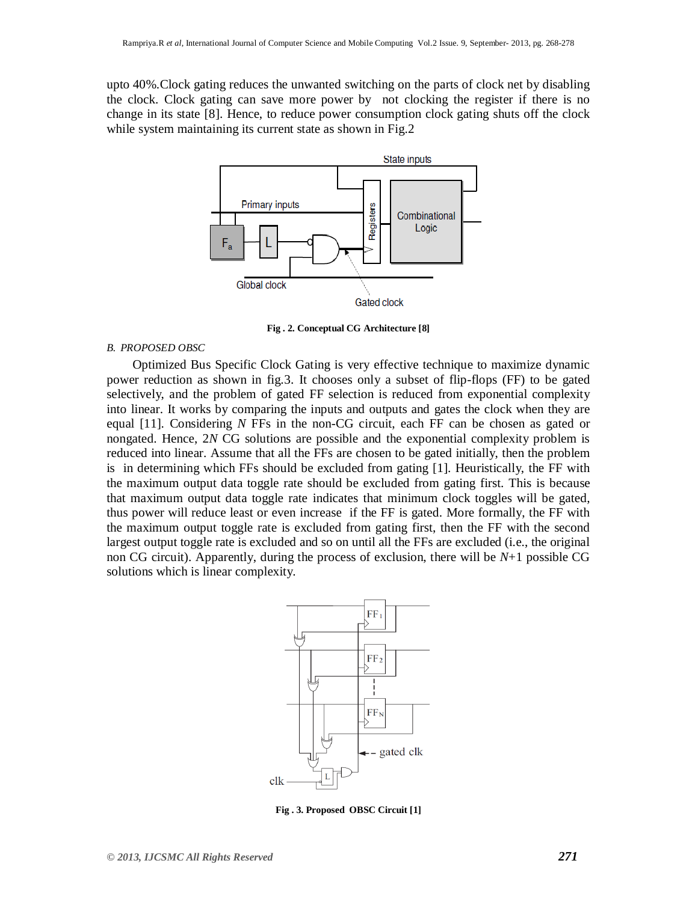upto 40%.Clock gating reduces the unwanted switching on the parts of clock net by disabling the clock. Clock gating can save more power by not clocking the register if there is no change in its state [8]. Hence, to reduce power consumption clock gating shuts off the clock while system maintaining its current state as shown in Fig.2

**Fig . 2. Conceptual CG Architecture [8]**

### *B. PROPOSED OBSC*

Optimized Bus Specific Clock Gating is very effective technique to maximize dynamic power reduction as shown in fig.3. It chooses only a subset of flip-flops (FF) to be gated selectively, and the problem of gated FF selection is reduced from exponential complexity into linear. It works by comparing the inputs and outputs and gates the clock when they are equal [11]. Considering $N$ FFs in the non-CG circuit, each FF can be chosen as gated or nongated. Hence, $2N$ CG solutions are possible and the exponential complexity problem is reduced into linear. Assume that all the FFs are chosen to be gated initially, then the problem is in determining which FFs should be excluded from gating [1]. Heuristically, the FF with the maximum output data toggle rate should be excluded from gating first. This is because that maximum output data toggle rate indicates that minimum clock toggles will be gated, thus power will reduce least or even increase if the FF is gated. More formally, the FF with the maximum output toggle rate is excluded from gating first, then the FF with the second largest output toggle rate is excluded and so on until all the FFs are excluded (i.e., the original non CG circuit). Apparently, during the process of exclusion, there will be $N+1$ possible CG solutions which is linear complexity.

**Fig . 3. Proposed OBSC Circuit [1]**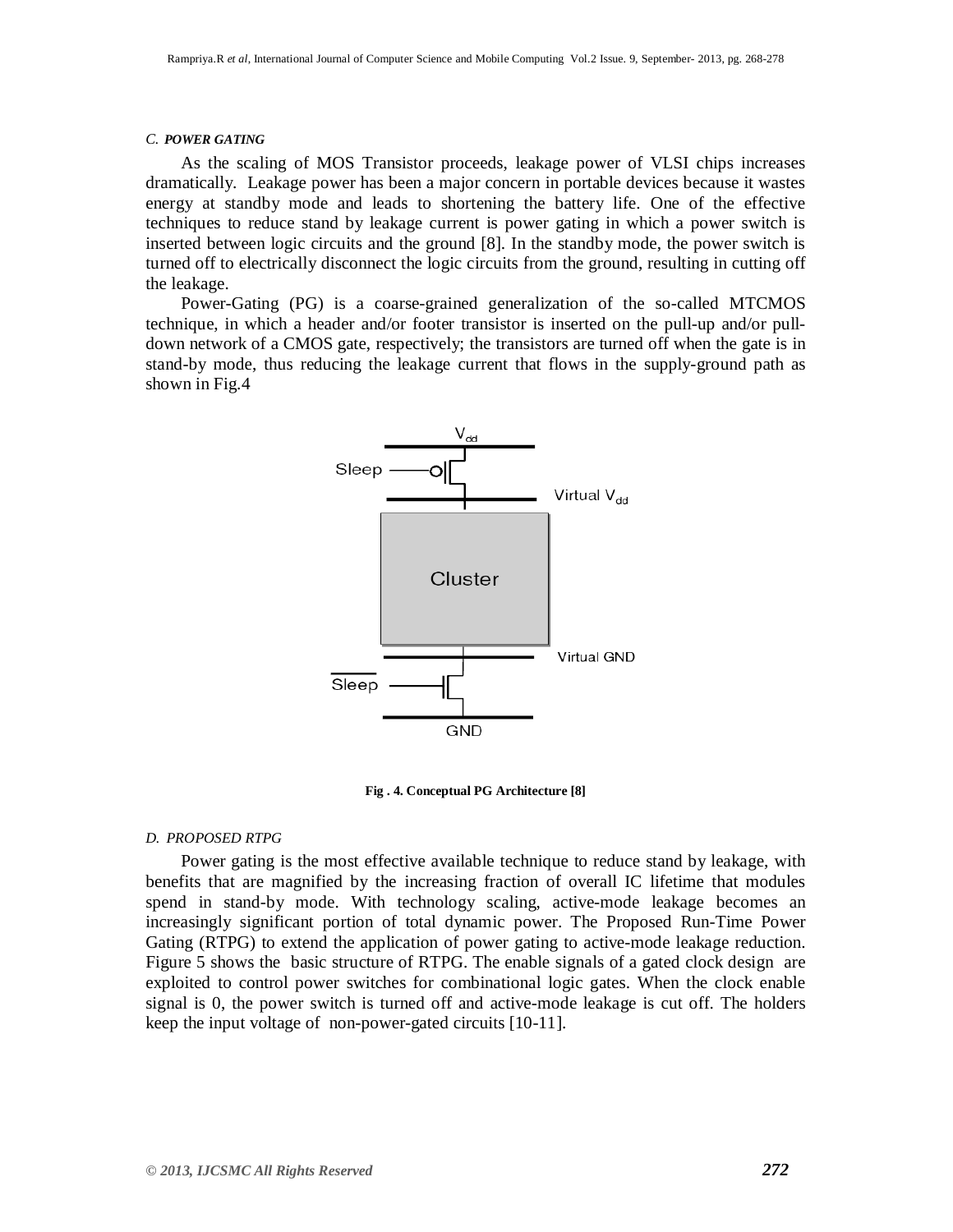### C. POWER GATING

As the scaling of MOS Transistor proceeds, leakage power of VLSI chips increases dramatically. Leakage power has been a major concern in portable devices because it wastes energy at standby mode and leads to shortening the battery life. One of the effective techniques to reduce stand by leakage current is power gating in which a power switch is inserted between logic circuits and the ground [8]. In the standby mode, the power switch is turned off to electrically disconnect the logic circuits from the ground, resulting in cutting off the leakage.

Power-Gating (PG) is a coarse-grained generalization of the so-called MTCMOS technique, in which a header and/or footer transistor is inserted on the pull-up and/or pull-down network of a CMOS gate, respectively; the transistors are turned off when the gate is in stand-by mode, thus reducing the leakage current that flows in the supply-ground path as shown in Fig.4

**Fig . 4. Conceptual PG Architecture [8]**

### D. PROPOSED RTPG

Power gating is the most effective available technique to reduce stand by leakage, with benefits that are magnified by the increasing fraction of overall IC lifetime that modules spend in stand-by mode. With technology scaling, active-mode leakage becomes an increasingly significant portion of total dynamic power. The Proposed Run-Time Power Gating (RTPG) to extend the application of power gating to active-mode leakage reduction. Figure 5 shows the basic structure of RTPG. The enable signals of a gated clock design are exploited to control power switches for combinational logic gates. When the clock enable signal is 0, the power switch is turned off and active-mode leakage is cut off. The holders keep the input voltage of non-power-gated circuits [10-11].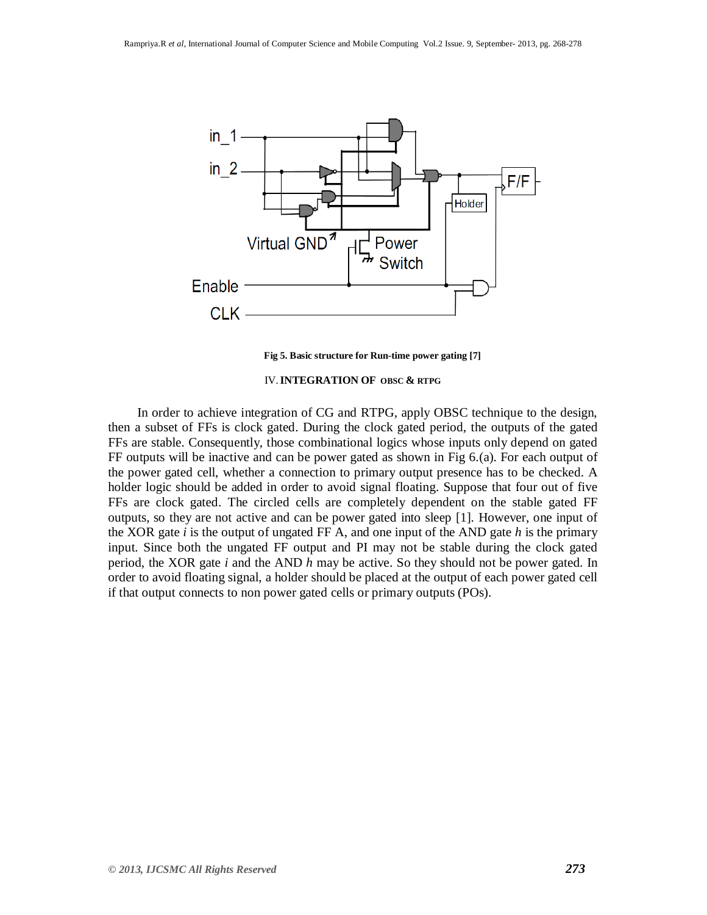Fig 5. Basic structure for Run-time power gating [7]

## IV. INTEGRATION OF OBSC & RTPG

In order to achieve integration of CG and RTPG, apply OBSC technique to the design, then a subset of FFs is clock gated. During the clock gated period, the outputs of the gated FFs are stable. Consequently, those combinational logics whose inputs only depend on gated FF outputs will be inactive and can be power gated as shown in Fig 6.(a). For each output of the power gated cell, whether a connection to primary output presence has to be checked. A holder logic should be added in order to avoid signal floating. Suppose that four out of five FFs are clock gated. The circled cells are completely dependent on the stable gated FF outputs, so they are not active and can be power gated into sleep [1]. However, one input of the XOR gate *i* is the output of ungated FF A, and one input of the AND gate *h* is the primary input. Since both the ungated FF output and PI may not be stable during the clock gated period, the XOR gate *i* and the AND *h* may be active. So they should not be power gated. In order to avoid floating signal, a holder should be placed at the output of each power gated cell if that output connects to non power gated cells or primary outputs (POs).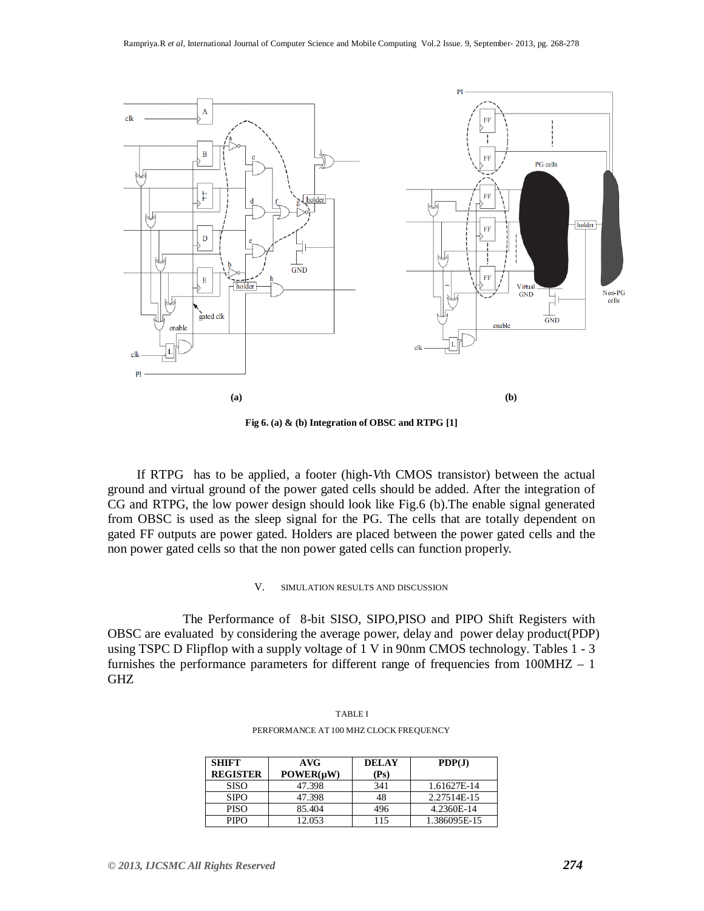Fig 6. (a) & (b) Integration of OBSC and RTPG [1]

If RTPG has to be applied, a footer (high-*V*th CMOS transistor) between the actual ground and virtual ground of the power gated cells should be added. After the integration of CG and RTPG, the low power design should look like Fig.6 (b).The enable signal generated from OBSC is used as the sleep signal for the PG. The cells that are totally dependent on gated FF outputs are power gated. Holders are placed between the power gated cells and the non power gated cells so that the non power gated cells can function properly.

## V. SIMULATION RESULTS AND DISCUSSION

The Performance of 8-bit SISO, SIPO,PISO and PIPO Shift Registers with OBSC are evaluated by considering the average power, delay and power delay product(PDP) using TSPC D Flipflop with a supply voltage of 1 V in 90nm CMOS technology. Tables 1 - 3 furnishes the performance parameters for different range of frequencies from 100MHZ – 1 GHZ

TABLE I

PERFORMANCE AT 100 MHZ CLOCK FREQUENCY

| SHIFT REGISTER | AVG POWER(μW) | DELAY (Ps) | PDP(J) |
|---|---|---|---|
| SISO | 47.398 | 341 | 1.61627E-14 |
| SIPO | 47.398 | 48 | 2.27514E-15 |
| PISO | 85.404 | 496 | 4.2360E-14 |
| PIPO | 12.053 | 115 | 1.386095E-15 |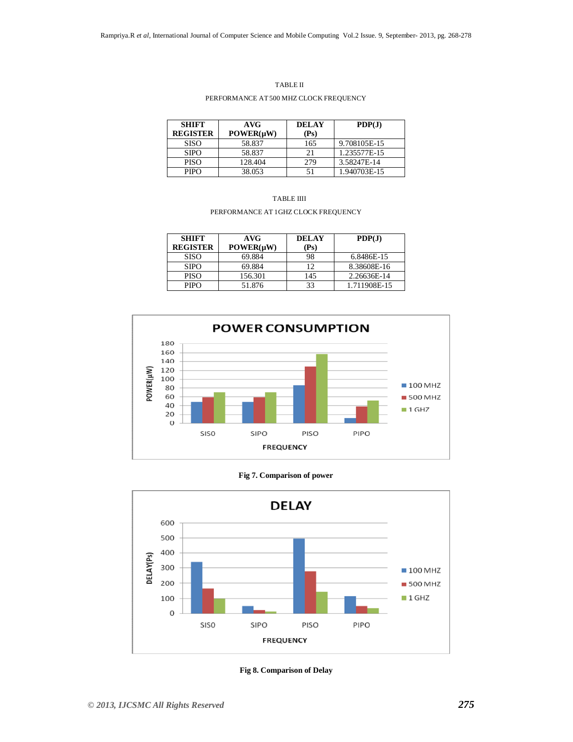TABLE II

PERFORMANCE AT 500 MHZ CLOCK FREQUENCY

| SHIFT REGISTER | AVG POWER(μW) | DELAY (Ps) | PDP(J) |
|---|---|---|---|
| SISO | 58.837 | 165 | 9.708105E-15 |
| SIPO | 58.837 | 21 | 1.235577E-15 |
| PISO | 128.404 | 279 | 3.58247E-14 |
| PIPO | 38.053 | 51 | 1.940703E-15 |

TABLE IIII

PERFORMANCE AT 1GHZ CLOCK FREQUENCY

| SHIFT REGISTER | AVG POWER(μW) | DELAY (Ps) | PDP(J) |
|---|---|---|---|
| SISO | 69.884 | 98 | 6.8486E-15 |
| SIPO | 69.884 | 12 | 8.38608E-16 |
| PISO | 156.301 | 145 | 2.26636E-14 |
| PIPO | 51.876 | 33 | 1.711908E-15 |

**Fig 7. Comparison of power**

**Fig 8. Comparison of Delay**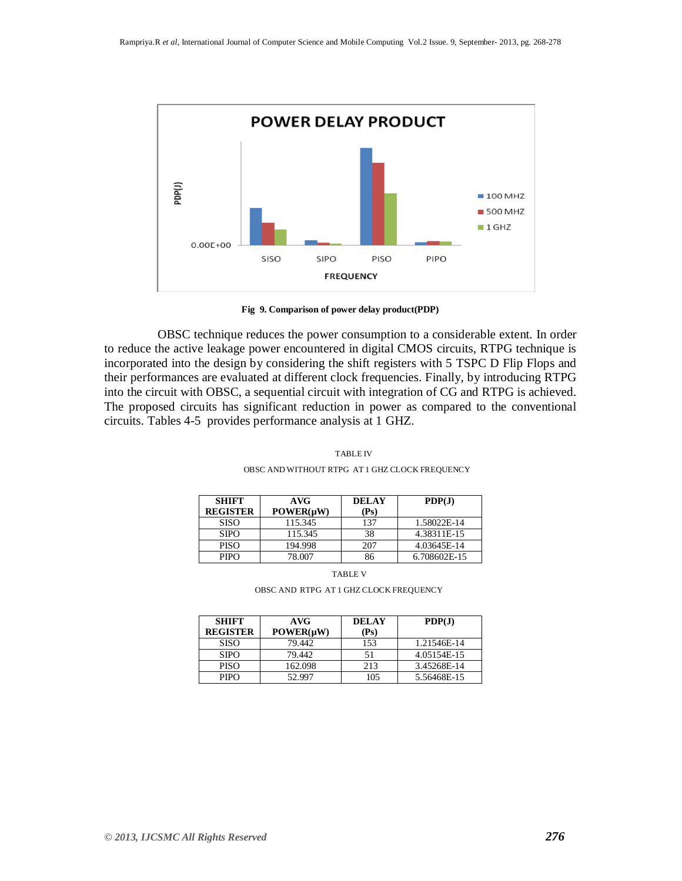Fig 9. Comparison of power delay product(PDP)

OBSC technique reduces the power consumption to a considerable extent. In order to reduce the active leakage power encountered in digital CMOS circuits, RTPG technique is incorporated into the design by considering the shift registers with 5 TSPC D Flip Flops and their performances are evaluated at different clock frequencies. Finally, by introducing RTPG into the circuit with OBSC, a sequential circuit with integration of CG and RTPG is achieved. The proposed circuits has significant reduction in power as compared to the conventional circuits. Tables 4-5 provides performance analysis at 1 GHZ.

TABLE IV

OBSC AND WITHOUT RTPG AT 1 GHZ CLOCK FREQUENCY

| SHIFT REGISTER | AVG POWER(μW) | DELAY (Ps) | PDP(J) |
|---|---|---|---|
| SISO | 115.345 | 137 | 1.58022E-14 |
| SIPO | 115.345 | 38 | 4.38311E-15 |
| PISO | 194.998 | 207 | 4.03645E-14 |
| PIPO | 78.007 | 86 | 6.708602E-15 |

TABLE V

OBSC AND RTPG AT 1 GHZ CLOCK FREQUENCY

| SHIFT REGISTER | AVG POWER(μW) | DELAY (Ps) | PDP(J) |
|---|---|---|---|
| SISO | 79.442 | 153 | 1.21546E-14 |
| SIPO | 79.442 | 51 | 4.05154E-15 |
| PISO | 162.098 | 213 | 3.45268E-14 |
| PIPO | 52.997 | 105 | 5.56468E-15 |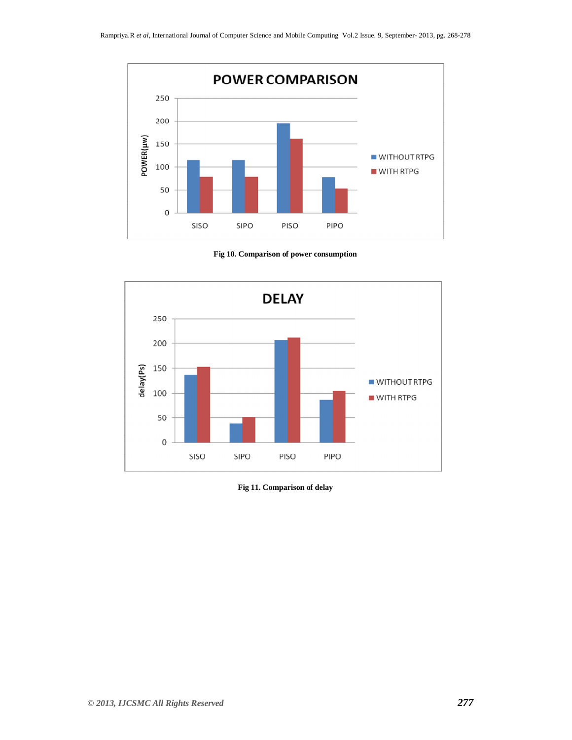**Fig 10. Comparison of power consumption**

**Fig 11. Comparison of delay**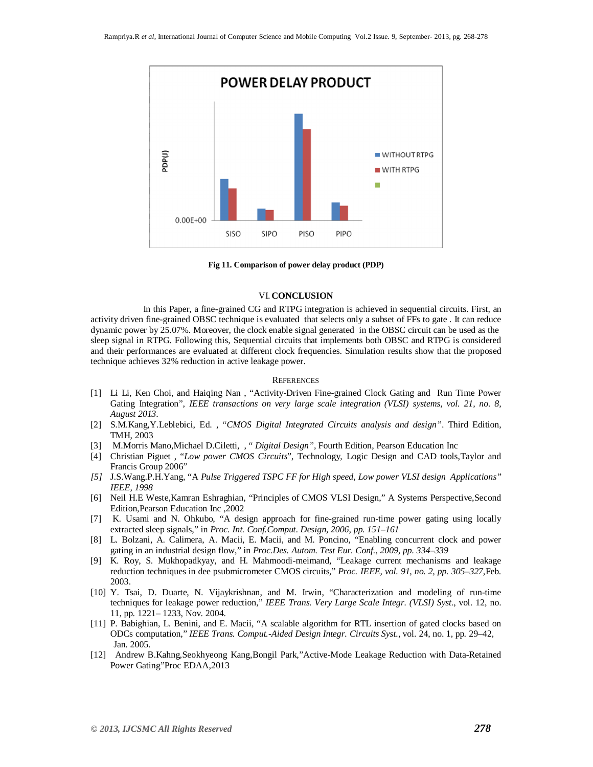POWER DELAY PRODUCT

PDP(J)

0.00E+00

SISO

SIPO

PISO

PIPO

WITHOUT RTPG

WITH RTPG

**Fig 11. Comparison of power delay product (PDP)**

## VI. CONCLUSION

In this Paper, a fine-grained CG and RTPG integration is achieved in sequential circuits. First, an activity driven fine-grained OBSC technique is evaluated that selects only a subset of FFs to gate . It can reduce dynamic power by 25.07%. Moreover, the clock enable signal generated in the OBSC circuit can be used as the sleep signal in RTPG. Following this, Sequential circuits that implements both OBSC and RTPG is considered and their performances are evaluated at different clock frequencies. Simulation results show that the proposed technique achieves 32% reduction in active leakage power.

## REFERENCES

[1] Li Li, Ken Choi, and Haiqing Nan , "Activity-Driven Fine-grained Clock Gating and Run Time Power Gating Integration", *IEEE transactions on very large scale integration (VLSI) systems, vol. 21, no. 8, August 2013*.

[2] S.M.Kang,Y.Leblebici, Ed. , "*CMOS Digital Integrated Circuits analysis and design*". Third Edition, TMH, 2003

[3] M.Morris Mano,Michael D.Ciletti, , " *Digital Design"*, Fourth Edition, Pearson Education Inc

[4] Christian Piguet , "*Low power CMOS Circuits*", Technology, Logic Design and CAD tools,Taylor and Francis Group 2006"

*[5]* J.S.Wang.P.H.Yang, "A *Pulse Triggered TSPC FF for High speed, Low power VLSI design Applications" IEEE, 1998*

[6] Neil H.E Weste,Kamran Eshraghian, "Principles of CMOS VLSI Design," A Systems Perspective,Second Edition,Pearson Education Inc ,2002

[7] K. Usami and N. Ohkubo, "A design approach for fine-grained run-time power gating using locally extracted sleep signals," in *Proc. Int. Conf.Comput. Design, 2006, pp. 151–161*

[8] L. Bolzani, A. Calimera, A. Macii, E. Macii, and M. Poncino, "Enabling concurrent clock and power gating in an industrial design flow," in *Proc.Des. Autom. Test Eur. Conf., 2009, pp. 334–339*

[9] K. Roy, S. Mukhopadkyay, and H. Mahmoodi-meimand, "Leakage current mechanisms and leakage reduction techniques in dee psubmicrometer CMOS circuits," *Proc. IEEE, vol. 91, no. 2, pp. 305–327,*Feb. 2003.

[10] Y. Tsai, D. Duarte, N. Vijaykrishnan, and M. Irwin, "Characterization and modeling of run-time techniques for leakage power reduction," *IEEE Trans. Very Large Scale Integr. (VLSI) Syst.*, vol. 12, no. 11, pp. 1221– 1233, Nov. 2004.

[11] P. Babighian, L. Benini, and E. Macii, "A scalable algorithm for RTL insertion of gated clocks based on ODCs computation," *IEEE Trans. Comput.-Aided Design Integr. Circuits Syst.*, vol. 24, no. 1, pp. 29–42, Jan. 2005.

[12] Andrew B.Kahng,Seokhyeong Kang,Bongil Park,"Active-Mode Leakage Reduction with Data-Retained Power Gating"Proc EDAA,2013